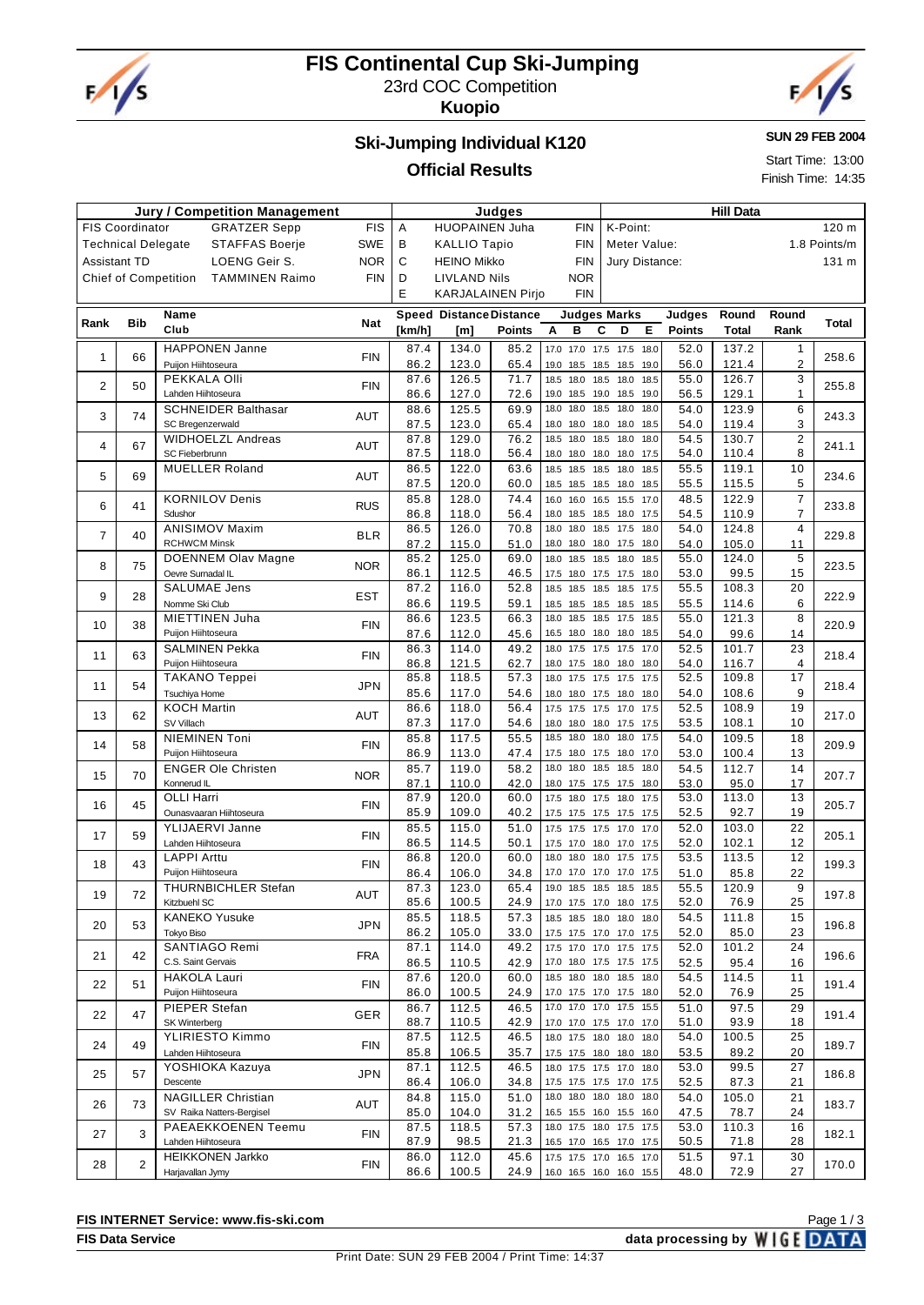# FIS Continental Cup Ski-Jumping

23rd COC Competition

**Kuopio**

## Ski-Jumping Individual K120

## Official Results

**SUN 29 FEB 2004**

Start Time: 13:00

Finish Time: 14:35

| Jury / Competition Management | | | Judges | | | Hill Data | |
|---|---|---|---|---|---|---|---|
| FIS Coordinator | GRATZER Sepp | FIS | A | HUOPAINEN Juha | FIN | K-Point: | 120 m |
| Technical Delegate | STAFFAS Boerje | SWE | B | KALLIO Tapio | FIN | Meter Value: | 1.8 Points/m |
| Assistant TD | LOENG Geir S. | NOR | C | HEINO Mikko | FIN | Jury Distance: | 131 m |
| Chief of Competition | TAMMINEN Raimo | FIN | D | LIVLAND Nils | NOR | | |
| | | | E | KARJALAINEN Pirjo | FIN | | |

| Rank | Bib | Name / Club | Nat | Speed [km/h] | Distance [m] | Distance Points | A | B | C | D | E | Judges Points | Round Total | Round Rank | Total |
|---|---|---|---|---|---|---|---|---|---|---|---|---|---|---|---|
| 1 | 66 | HAPPONEN Janne | FIN | 87.4 | 134.0 | 85.2 | 17.0 | 17.0 | 17.5 | 17.5 | 18.0 | 52.0 | 137.2 | 1 | 258.6 |
| | | Puijon Hiihtoseura | | 86.2 | 123.0 | 65.4 | 19.0 | 18.5 | 18.5 | 18.5 | 19.0 | 56.0 | 121.4 | 2 | |
| 2 | 50 | PEKKALA Olli | FIN | 87.6 | 126.5 | 71.7 | 18.5 | 18.0 | 18.5 | 18.0 | 18.5 | 55.0 | 126.7 | 3 | 255.8 |
| | | Lahden Hiihtoseura | | 86.6 | 127.0 | 72.6 | 19.0 | 18.5 | 19.0 | 18.5 | 19.0 | 56.5 | 129.1 | 1 | |
| 3 | 74 | SCHNEIDER Balthasar | AUT | 88.6 | 125.5 | 69.9 | 18.0 | 18.0 | 18.5 | 18.0 | 18.0 | 54.0 | 123.9 | 6 | 243.3 |
| | | SC Bregenzerwald | | 87.5 | 123.0 | 65.4 | 18.0 | 18.0 | 18.0 | 18.0 | 18.5 | 54.0 | 119.4 | 3 | |
| 4 | 67 | WIDHOELZL Andreas | AUT | 87.8 | 129.0 | 76.2 | 18.5 | 18.0 | 18.5 | 18.0 | 18.0 | 54.5 | 130.7 | 2 | 241.1 |
| | | SC Fieberbrunn | | 87.5 | 118.0 | 56.4 | 18.0 | 18.0 | 18.0 | 18.0 | 17.5 | 54.0 | 110.4 | 8 | |
| 5 | 69 | MUELLER Roland | AUT | 86.5 | 122.0 | 63.6 | 18.5 | 18.5 | 18.0 | 18.0 | 18.5 | 55.5 | 119.1 | 10 | 234.6 |
| | | | | 87.5 | 120.0 | 60.0 | 18.5 | 18.5 | 18.5 | 18.0 | 18.5 | 55.5 | 115.5 | 5 | |
| 6 | 41 | KORNILOV Denis | RUS | 85.8 | 128.0 | 74.4 | 16.0 | 16.0 | 16.5 | 15.5 | 17.0 | 48.5 | 122.9 | 7 | 233.8 |
| | | Sdushor | | 86.8 | 118.0 | 56.4 | 18.0 | 18.5 | 18.0 | 18.0 | 17.5 | 54.5 | 110.9 | 7 | |
| 7 | 40 | ANISIMOV Maxim | BLR | 86.5 | 126.0 | 70.8 | 18.0 | 18.0 | 18.5 | 17.5 | 18.0 | 54.0 | 124.8 | 4 | 229.8 |
| | | RCHWCM Minsk | | 87.2 | 115.0 | 51.0 | 18.0 | 18.0 | 18.0 | 17.5 | 18.0 | 54.0 | 105.0 | 11 | |
| 8 | 75 | DOENNEM Olav Magne | NOR | 85.2 | 125.0 | 69.0 | 18.0 | 18.5 | 18.5 | 18.0 | 18.5 | 55.0 | 124.0 | 5 | 223.5 |
| | | Oevre Surnadal IL | | 86.1 | 112.5 | 46.5 | 17.5 | 18.0 | 17.5 | 17.5 | 18.0 | 53.0 | 99.5 | 15 | |
| 9 | 28 | SALUMAE Jens | EST | 87.2 | 116.0 | 52.8 | 18.5 | 18.5 | 18.5 | 18.5 | 17.5 | 55.5 | 108.3 | 20 | 222.9 |
| | | Nomme Ski Club | | 86.6 | 119.5 | 59.1 | 18.5 | 18.5 | 18.5 | 18.5 | 18.5 | 55.5 | 114.6 | 6 | |
| 10 | 38 | MIETTINEN Juha | FIN | 86.6 | 123.5 | 66.3 | 18.0 | 18.5 | 18.5 | 17.5 | 18.5 | 55.0 | 121.3 | 8 | 220.9 |
| | | Puijon Hiihtoseura | | 87.6 | 112.0 | 45.6 | 16.5 | 18.0 | 18.0 | 18.0 | 18.5 | 54.0 | 99.6 | 14 | |
| 11 | 63 | SALMINEN Pekka | FIN | 86.3 | 114.0 | 49.2 | 18.0 | 17.5 | 17.5 | 17.5 | 17.0 | 52.5 | 101.7 | 23 | 218.4 |
| | | Puijon Hiihtoseura | | 86.8 | 121.5 | 62.7 | 18.0 | 17.5 | 18.0 | 18.0 | 18.0 | 54.0 | 116.7 | 4 | |
| 11 | 54 | TAKANO Teppei | JPN | 85.8 | 118.5 | 57.3 | 18.0 | 17.5 | 17.5 | 17.5 | 17.5 | 52.5 | 109.8 | 17 | 218.4 |
| | | Tsuchiya Home | | 85.6 | 117.0 | 54.6 | 18.0 | 18.0 | 17.5 | 18.0 | 18.0 | 54.0 | 108.6 | 9 | |
| 13 | 62 | KOCH Martin | AUT | 86.6 | 118.0 | 56.4 | 17.5 | 17.5 | 17.5 | 17.0 | 17.5 | 52.5 | 108.9 | 19 | 217.0 |
| | | SV Villach | | 87.3 | 117.0 | 54.6 | 18.0 | 18.0 | 18.0 | 17.5 | 17.5 | 53.5 | 108.1 | 10 | |
| 14 | 58 | NIEMINEN Toni | FIN | 85.8 | 117.5 | 55.5 | 18.5 | 18.0 | 18.0 | 18.0 | 17.5 | 54.0 | 109.5 | 18 | 209.9 |
| | | Puijon Hiihtoseura | | 86.9 | 113.0 | 47.4 | 17.5 | 18.0 | 17.5 | 18.0 | 17.0 | 53.0 | 100.4 | 13 | |
| 15 | 70 | ENGER Ole Christen | NOR | 85.7 | 119.0 | 58.2 | 18.0 | 18.0 | 18.5 | 18.5 | 18.0 | 54.5 | 112.7 | 14 | 207.7 |
| | | Konnerud IL | | 87.1 | 110.0 | 42.0 | 18.0 | 17.5 | 17.5 | 17.5 | 18.0 | 53.0 | 95.0 | 17 | |
| 16 | 45 | OLLI Harri | FIN | 87.9 | 120.0 | 60.0 | 17.5 | 18.0 | 17.5 | 18.0 | 17.5 | 53.0 | 113.0 | 13 | 205.7 |
| | | Ounasvaaran Hiihtoseura | | 85.9 | 109.0 | 40.2 | 17.5 | 17.5 | 17.5 | 17.5 | 17.5 | 52.5 | 92.7 | 19 | |
| 17 | 59 | YLIJAERVI Janne | FIN | 85.5 | 115.0 | 51.0 | 17.5 | 17.5 | 17.5 | 17.0 | 17.0 | 52.0 | 103.0 | 22 | 205.1 |
| | | Lahden Hiihtoseura | | 86.5 | 114.5 | 50.1 | 17.5 | 17.0 | 18.0 | 17.0 | 17.5 | 52.0 | 102.1 | 12 | |
| 18 | 43 | LAPPI Arttu | FIN | 86.8 | 120.0 | 60.0 | 18.0 | 18.0 | 18.0 | 17.5 | 17.5 | 53.5 | 113.5 | 12 | 199.3 |
| | | Puijon Hiihtoseura | | 86.4 | 106.0 | 34.8 | 17.0 | 17.0 | 17.0 | 17.0 | 17.5 | 51.0 | 85.8 | 22 | |
| 19 | 72 | THURNBICHLER Stefan | AUT | 87.3 | 123.0 | 65.4 | 19.0 | 18.5 | 18.5 | 18.5 | 18.5 | 55.5 | 120.9 | 9 | 197.8 |
| | | Kitzbuehl SC | | 85.6 | 100.5 | 24.9 | 17.0 | 17.5 | 17.0 | 18.0 | 17.5 | 52.0 | 76.9 | 25 | |
| 20 | 53 | KANEKO Yusuke | JPN | 85.5 | 118.5 | 57.3 | 18.5 | 18.5 | 18.0 | 18.0 | 18.0 | 54.5 | 111.8 | 15 | 196.8 |
| | | Tokyo Biso | | 86.2 | 105.0 | 33.0 | 17.5 | 17.5 | 17.0 | 17.0 | 17.5 | 52.0 | 85.0 | 23 | |
| 21 | 42 | SANTIAGO Remi | FRA | 87.1 | 114.0 | 49.2 | 17.5 | 17.0 | 17.0 | 17.5 | 17.5 | 52.0 | 101.2 | 24 | 196.6 |
| | | C.S. Saint Gervais | | 86.5 | 110.5 | 42.9 | 17.0 | 18.0 | 17.5 | 17.5 | 17.5 | 52.5 | 95.4 | 16 | |
| 22 | 51 | HAKOLA Lauri | FIN | 87.6 | 120.0 | 60.0 | 18.5 | 18.0 | 18.0 | 18.5 | 18.0 | 54.5 | 114.5 | 11 | 191.4 |
| | | Puijon Hiihtoseura | | 86.0 | 100.5 | 24.9 | 17.0 | 17.5 | 17.0 | 17.5 | 18.0 | 52.0 | 76.9 | 25 | |
| 22 | 47 | PIEPER Stefan | GER | 86.7 | 112.5 | 46.5 | 17.0 | 17.0 | 17.0 | 17.5 | 15.5 | 51.0 | 97.5 | 29 | 191.4 |
| | | SK Winterberg | | 88.7 | 110.5 | 42.9 | 17.0 | 17.0 | 17.5 | 17.0 | 17.0 | 51.0 | 93.9 | 18 | |
| 24 | 49 | YLIRIESTO Kimmo | FIN | 87.5 | 112.5 | 46.5 | 18.0 | 17.5 | 18.0 | 18.0 | 18.0 | 54.0 | 100.5 | 25 | 189.7 |
| | | Lahden Hiihtoseura | | 85.8 | 106.5 | 35.7 | 17.5 | 17.5 | 18.0 | 18.0 | 18.0 | 53.5 | 89.2 | 20 | |
| 25 | 57 | YOSHIOKA Kazuya | JPN | 87.1 | 112.5 | 46.5 | 18.0 | 17.5 | 17.5 | 17.0 | 18.0 | 53.0 | 99.5 | 27 | 186.8 |
| | | Descente | | 86.4 | 106.0 | 34.8 | 17.5 | 17.5 | 17.0 | 17.0 | 17.5 | 52.5 | 87.3 | 21 | |
| 26 | 73 | NAGILLER Christian | AUT | 84.8 | 115.0 | 51.0 | 18.0 | 18.0 | 18.0 | 18.0 | 18.0 | 54.0 | 105.0 | 21 | 183.7 |
| | | SV Raika Natters-Bergisel | | 85.0 | 104.0 | 31.2 | 16.5 | 15.5 | 16.0 | 15.5 | 16.0 | 47.5 | 78.7 | 24 | |
| 27 | 3 | PAEAEKKOENEN Teemu | FIN | 87.5 | 118.5 | 57.3 | 18.0 | 17.5 | 18.0 | 17.5 | 17.5 | 53.0 | 110.3 | 16 | 182.1 |
| | | Lahden Hiihtoseura | | 87.9 | 98.5 | 21.3 | 16.5 | 17.0 | 16.5 | 17.0 | 17.5 | 50.5 | 71.8 | 28 | |
| 28 | 2 | HEIKKONEN Jarkko | FIN | 86.0 | 112.0 | 45.6 | 17.5 | 17.5 | 17.0 | 16.5 | 17.0 | 51.5 | 97.1 | 30 | 170.0 |
| | | Harjavallan Jymy | | 86.6 | 100.5 | 24.9 | 16.0 | 16.5 | 16.0 | 16.0 | 15.5 | 48.0 | 72.9 | 27 | |

FIS INTERNET Service: www.fis-ski.com

FIS Data Service

data processing by WIGE DATA

Print Date: SUN 29 FEB 2004 / Print Time: 14:37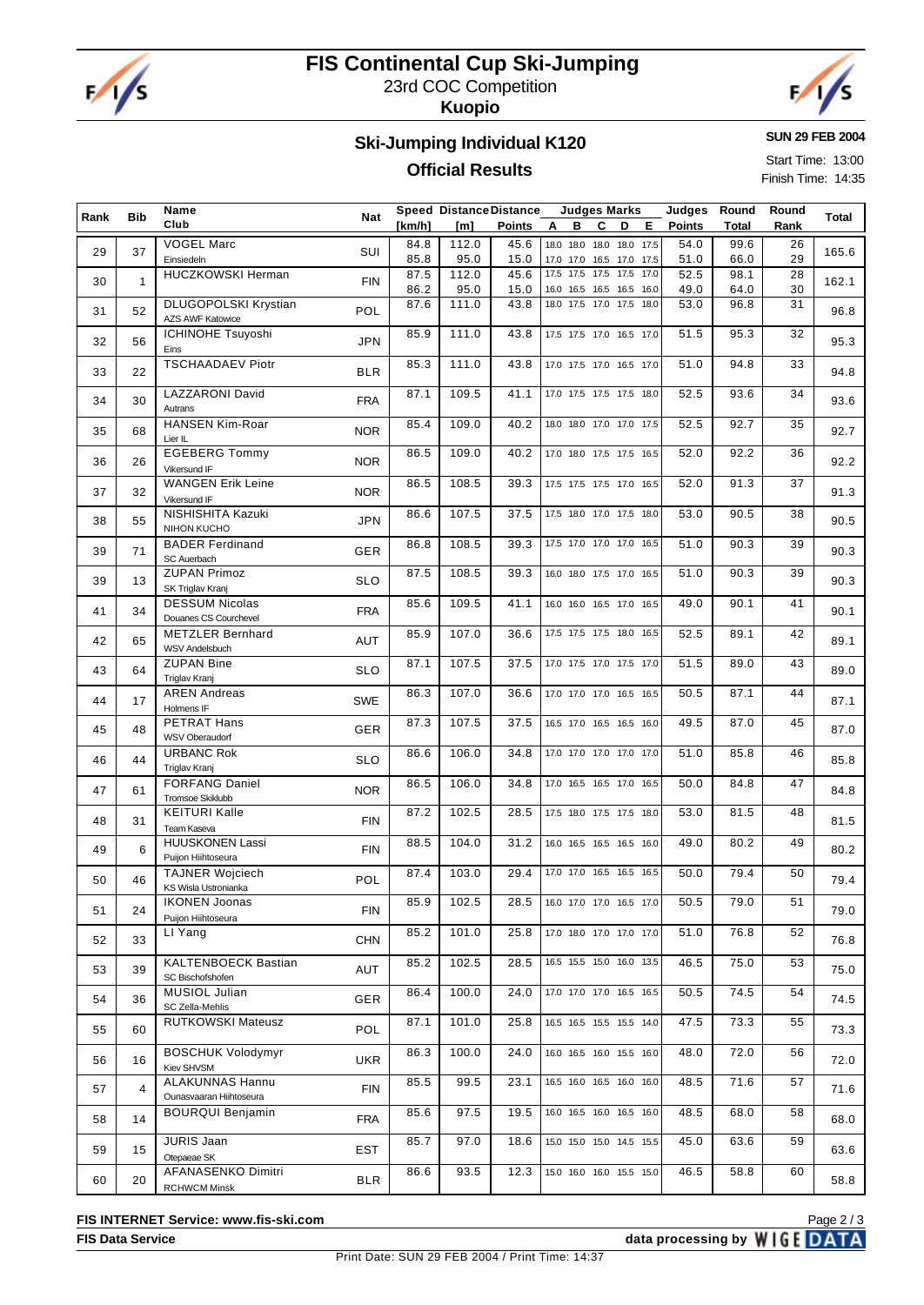# FIS Continental Cup Ski-Jumping

23rd COC Competition

**Kuopio**

## Ski-Jumping Individual K120

## Official Results

**SUN 29 FEB 2004**

Start Time: 13:00
Finish Time: 14:35

| Rank | Bib | Name / Club | Nat | Speed [km/h] | Distance [m] | Distance Points | A | B | C | D | E | Judges Points | Round Total | Round Rank | Total |
|---|---|---|---|---|---|---|---|---|---|---|---|---|---|---|---|
| 29 | 37 | VOGEL Marc / Einsiedeln | SUI | 84.8 | 112.0 | 45.6 | 18.0 | 18.0 | 18.0 | 18.0 | 17.5 | 54.0 | 99.6 | 26 | 165.6 |
| | | | | 85.8 | 95.0 | 15.0 | 17.0 | 17.0 | 16.5 | 17.0 | 17.5 | 51.0 | 66.0 | 29 | |
| 30 | 1 | HUCZKOWSKI Herman | FIN | 87.5 | 112.0 | 45.6 | 17.5 | 17.5 | 17.5 | 17.5 | 17.0 | 52.5 | 98.1 | 28 | 162.1 |
| | | | | 86.2 | 95.0 | 15.0 | 16.0 | 16.5 | 16.5 | 16.5 | 16.0 | 49.0 | 64.0 | 30 | |
| 31 | 52 | DLUGOPOLSKI Krystian / AZS AWF Katowice | POL | 87.6 | 111.0 | 43.8 | 18.0 | 17.5 | 17.0 | 17.5 | 18.0 | 53.0 | 96.8 | 31 | 96.8 |
| 32 | 56 | ICHINOHE Tsuyoshi / Eins | JPN | 85.9 | 111.0 | 43.8 | 17.5 | 17.5 | 17.0 | 16.5 | 17.0 | 51.5 | 95.3 | 32 | 95.3 |
| 33 | 22 | TSCHAADAEV Piotr | BLR | 85.3 | 111.0 | 43.8 | 17.0 | 17.5 | 17.0 | 16.5 | 17.0 | 51.0 | 94.8 | 33 | 94.8 |
| 34 | 30 | LAZZARONI David / Autrans | FRA | 87.1 | 109.5 | 41.1 | 17.0 | 17.5 | 17.5 | 17.5 | 18.0 | 52.5 | 93.6 | 34 | 93.6 |
| 35 | 68 | HANSEN Kim-Roar / Lier IL | NOR | 85.4 | 109.0 | 40.2 | 18.0 | 18.0 | 17.0 | 17.0 | 17.5 | 52.5 | 92.7 | 35 | 92.7 |
| 36 | 26 | EGEBERG Tommy / Vikersund IF | NOR | 86.5 | 109.0 | 40.2 | 17.0 | 18.0 | 17.5 | 17.5 | 16.5 | 52.0 | 92.2 | 36 | 92.2 |
| 37 | 32 | WANGEN Erik Leine / Vikersund IF | NOR | 86.5 | 108.5 | 39.3 | 17.5 | 17.5 | 17.5 | 17.0 | 16.5 | 52.0 | 91.3 | 37 | 91.3 |
| 38 | 55 | NISHISHITA Kazuki / NIHON KUCHO | JPN | 86.6 | 107.5 | 37.5 | 17.5 | 18.0 | 17.0 | 17.5 | 18.0 | 53.0 | 90.5 | 38 | 90.5 |
| 39 | 71 | BADER Ferdinand / SC Auerbach | GER | 86.8 | 108.5 | 39.3 | 17.5 | 17.0 | 17.0 | 17.0 | 16.5 | 51.0 | 90.3 | 39 | 90.3 |
| 39 | 13 | ZUPAN Primoz / SK Triglav Kranj | SLO | 87.5 | 108.5 | 39.3 | 16.0 | 18.0 | 17.5 | 17.0 | 16.5 | 51.0 | 90.3 | 39 | 90.3 |
| 41 | 34 | DESSUM Nicolas / Douanes CS Courchevel | FRA | 85.6 | 109.5 | 41.1 | 16.0 | 16.0 | 16.5 | 17.0 | 16.5 | 49.0 | 90.1 | 41 | 90.1 |
| 42 | 65 | METZLER Bernhard / WSV Andelsbuch | AUT | 85.9 | 107.0 | 36.6 | 17.5 | 17.5 | 17.5 | 18.0 | 16.5 | 52.5 | 89.1 | 42 | 89.1 |
| 43 | 64 | ZUPAN Bine / Triglav Kranj | SLO | 87.1 | 107.5 | 37.5 | 17.0 | 17.5 | 17.0 | 17.5 | 17.0 | 51.5 | 89.0 | 43 | 89.0 |
| 44 | 17 | AREN Andreas / Holmens IF | SWE | 86.3 | 107.0 | 36.6 | 17.0 | 17.0 | 17.0 | 16.5 | 16.5 | 50.5 | 87.1 | 44 | 87.1 |
| 45 | 48 | PETRAT Hans / WSV Oberaudorf | GER | 87.3 | 107.5 | 37.5 | 16.5 | 17.0 | 16.5 | 16.5 | 16.0 | 49.5 | 87.0 | 45 | 87.0 |
| 46 | 44 | URBANC Rok / Triglav Kranj | SLO | 86.6 | 106.0 | 34.8 | 17.0 | 17.0 | 17.0 | 17.0 | 17.0 | 51.0 | 85.8 | 46 | 85.8 |
| 47 | 61 | FORFANG Daniel / Tromsoe Skiklubb | NOR | 86.5 | 106.0 | 34.8 | 17.0 | 16.5 | 16.5 | 17.0 | 16.5 | 50.0 | 84.8 | 47 | 84.8 |
| 48 | 31 | KEITURI Kalle / Team Kaseva | FIN | 87.2 | 102.5 | 28.5 | 17.5 | 18.0 | 17.5 | 17.5 | 18.0 | 53.0 | 81.5 | 48 | 81.5 |
| 49 | 6 | HUUSKONEN Lassi / Puijon Hiihtoseura | FIN | 88.5 | 104.0 | 31.2 | 16.0 | 16.5 | 16.5 | 16.5 | 16.0 | 49.0 | 80.2 | 49 | 80.2 |
| 50 | 46 | TAJNER Wojciech / KS Wisla Ustronianka | POL | 87.4 | 103.0 | 29.4 | 17.0 | 17.0 | 16.5 | 16.5 | 16.5 | 50.0 | 79.4 | 50 | 79.4 |
| 51 | 24 | IKONEN Joonas / Puijon Hiihtoseura | FIN | 85.9 | 102.5 | 28.5 | 16.0 | 17.0 | 17.0 | 16.5 | 17.0 | 50.5 | 79.0 | 51 | 79.0 |
| 52 | 33 | LI Yang | CHN | 85.2 | 101.0 | 25.8 | 17.0 | 18.0 | 17.0 | 17.0 | 17.0 | 51.0 | 76.8 | 52 | 76.8 |
| 53 | 39 | KALTENBOECK Bastian / SC Bischofshofen | AUT | 85.2 | 102.5 | 28.5 | 16.5 | 15.5 | 15.0 | 16.0 | 13.5 | 46.5 | 75.0 | 53 | 75.0 |
| 54 | 36 | MUSIOL Julian / SC Zella-Mehlis | GER | 86.4 | 100.0 | 24.0 | 17.0 | 17.0 | 17.0 | 16.5 | 16.5 | 50.5 | 74.5 | 54 | 74.5 |
| 55 | 60 | RUTKOWSKI Mateusz | POL | 87.1 | 101.0 | 25.8 | 16.5 | 16.5 | 15.5 | 15.5 | 14.0 | 47.5 | 73.3 | 55 | 73.3 |
| 56 | 16 | BOSCHUK Volodymyr / Kiev SHVSM | UKR | 86.3 | 100.0 | 24.0 | 16.0 | 16.5 | 16.0 | 15.5 | 16.0 | 48.0 | 72.0 | 56 | 72.0 |
| 57 | 4 | ALAKUNNAS Hannu / Ounasvaaran Hiihtoseura | FIN | 85.5 | 99.5 | 23.1 | 16.5 | 16.0 | 16.5 | 16.0 | 16.0 | 48.5 | 71.6 | 57 | 71.6 |
| 58 | 14 | BOURQUI Benjamin | FRA | 85.6 | 97.5 | 19.5 | 16.0 | 16.5 | 16.0 | 16.5 | 16.0 | 48.5 | 68.0 | 58 | 68.0 |
| 59 | 15 | JURIS Jaan / Otepaeae SK | EST | 85.7 | 97.0 | 18.6 | 15.0 | 15.0 | 15.0 | 14.5 | 15.5 | 45.0 | 63.6 | 59 | 63.6 |
| 60 | 20 | AFANASENKO Dimitri / RCHWCM Minsk | BLR | 86.6 | 93.5 | 12.3 | 15.0 | 16.0 | 16.0 | 15.5 | 15.0 | 46.5 | 58.8 | 60 | 58.8 |

**FIS INTERNET Service: www.fis-ski.com**

**FIS Data Service** — **data processing by WIGE DATA**

Print Date: SUN 29 FEB 2004 / Print Time: 14:37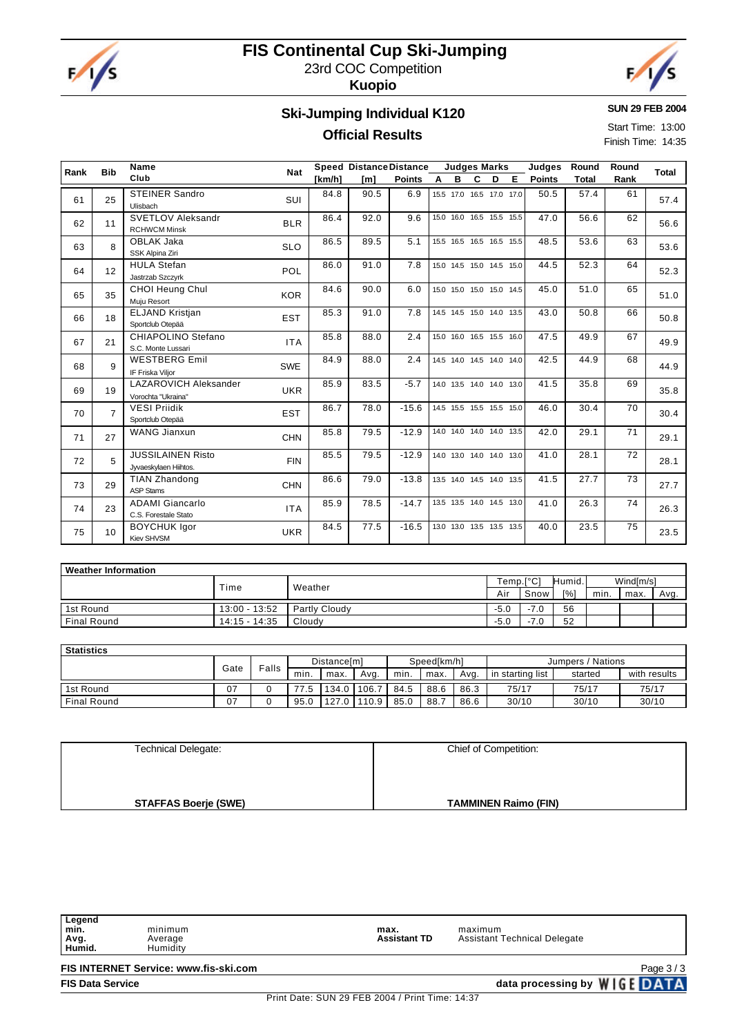# FIS Continental Cup Ski-Jumping

23rd COC Competition

**Kuopio**

## Ski-Jumping Individual K120

## Official Results

**SUN 29 FEB 2004**

Start Time: 13:00

Finish Time: 14:35

| Rank | Bib | Name / Club | Nat | Speed [km/h] | Distance [m] | Distance Points | A | B | C | D | E | Judges Points | Round Total | Round Rank | Total |
|---|---|---|---|---|---|---|---|---|---|---|---|---|---|---|---|
| 61 | 25 | STEINER Sandro / Ulisbach | SUI | 84.8 | 90.5 | 6.9 | 15.5 | 17.0 | 16.5 | 17.0 | 17.0 | 50.5 | 57.4 | 61 | 57.4 |
| 62 | 11 | SVETLOV Aleksandr / RCHWCM Minsk | BLR | 86.4 | 92.0 | 9.6 | 15.0 | 16.0 | 16.5 | 15.5 | 15.5 | 47.0 | 56.6 | 62 | 56.6 |
| 63 | 8 | OBLAK Jaka / SSK Alpina Ziri | SLO | 86.5 | 89.5 | 5.1 | 15.5 | 16.5 | 16.5 | 16.5 | 15.5 | 48.5 | 53.6 | 63 | 53.6 |
| 64 | 12 | HULA Stefan / Jastrzab Szczyrk | POL | 86.0 | 91.0 | 7.8 | 15.0 | 14.5 | 15.0 | 14.5 | 15.0 | 44.5 | 52.3 | 64 | 52.3 |
| 65 | 35 | CHOI Heung Chul / Muju Resort | KOR | 84.6 | 90.0 | 6.0 | 15.0 | 15.0 | 15.0 | 15.0 | 14.5 | 45.0 | 51.0 | 65 | 51.0 |
| 66 | 18 | ELJAND Kristjan / Sportclub Otepää | EST | 85.3 | 91.0 | 7.8 | 14.5 | 14.5 | 15.0 | 14.0 | 13.5 | 43.0 | 50.8 | 66 | 50.8 |
| 67 | 21 | CHIAPOLINO Stefano / S.C. Monte Lussari | ITA | 85.8 | 88.0 | 2.4 | 15.0 | 16.0 | 16.5 | 15.5 | 16.0 | 47.5 | 49.9 | 67 | 49.9 |
| 68 | 9 | WESTBERG Emil / IF Friska Viljor | SWE | 84.9 | 88.0 | 2.4 | 14.5 | 14.0 | 14.5 | 14.0 | 14.0 | 42.5 | 44.9 | 68 | 44.9 |
| 69 | 19 | LAZAROVICH Aleksander / Vorochta "Ukraina" | UKR | 85.9 | 83.5 | -5.7 | 14.0 | 13.5 | 14.0 | 14.0 | 13.0 | 41.5 | 35.8 | 69 | 35.8 |
| 70 | 7 | VESI Priidik / Sportclub Otepää | EST | 86.7 | 78.0 | -15.6 | 14.5 | 15.5 | 15.5 | 15.5 | 15.0 | 46.0 | 30.4 | 70 | 30.4 |
| 71 | 27 | WANG Jianxun | CHN | 85.8 | 79.5 | -12.9 | 14.0 | 14.0 | 14.0 | 14.0 | 13.5 | 42.0 | 29.1 | 71 | 29.1 |
| 72 | 5 | JUSSILAINEN Risto / Jyvaeskylaen Hiihtos. | FIN | 85.5 | 79.5 | -12.9 | 14.0 | 13.0 | 14.0 | 14.0 | 13.0 | 41.0 | 28.1 | 72 | 28.1 |
| 73 | 29 | TIAN Zhandong / ASP Stams | CHN | 86.6 | 79.0 | -13.8 | 13.5 | 14.0 | 14.5 | 14.0 | 13.5 | 41.5 | 27.7 | 73 | 27.7 |
| 74 | 23 | ADAMI Giancarlo / C.S. Forestale Stato | ITA | 85.9 | 78.5 | -14.7 | 13.5 | 13.5 | 14.0 | 14.5 | 13.0 | 41.0 | 26.3 | 74 | 26.3 |
| 75 | 10 | BOYCHUK Igor / Kiev SHVSM | UKR | 84.5 | 77.5 | -16.5 | 13.0 | 13.0 | 13.5 | 13.5 | 13.5 | 40.0 | 23.5 | 75 | 23.5 |

### Weather Information

| | Time | Weather | Temp.[°C] Air | Temp.[°C] Snow | Humid. [%] | Wind[m/s] min. | Wind[m/s] max. | Wind[m/s] Avg. |
|---|---|---|---|---|---|---|---|---|
| 1st Round | 13:00 - 13:52 | Partly Cloudy | -5.0 | -7.0 | 56 | | | |
| Final Round | 14:15 - 14:35 | Cloudy | -5.0 | -7.0 | 52 | | | |

### Statistics

| | Gate | Falls | Distance[m] min. | Distance[m] max. | Distance[m] Avg. | Speed[km/h] min. | Speed[km/h] max. | Speed[km/h] Avg. | Jumpers / Nations in starting list | Jumpers / Nations started | Jumpers / Nations with results |
|---|---|---|---|---|---|---|---|---|---|---|---|
| 1st Round | 07 | 0 | 77.5 | 134.0 | 106.7 | 84.5 | 88.6 | 86.3 | 75/17 | 75/17 | 75/17 |
| Final Round | 07 | 0 | 95.0 | 127.0 | 110.9 | 85.0 | 88.7 | 86.6 | 30/10 | 30/10 | 30/10 |

| Technical Delegate: | Chief of Competition: |
|---|---|
| **STAFFAS Boerje (SWE)** | **TAMMINEN Raimo (FIN)** |

**Legend**

| | | | |
|---|---|---|---|
| **min.** | minimum | **max.** | maximum |
| **Avg.** | Average | **Assistant TD** | Assistant Technical Delegate |
| **Humid.** | Humidity | | |

**FIS INTERNET Service: www.fis-ski.com**

**FIS Data Service** — data processing by WIGE DATA

Print Date: SUN 29 FEB 2004 / Print Time: 14:37